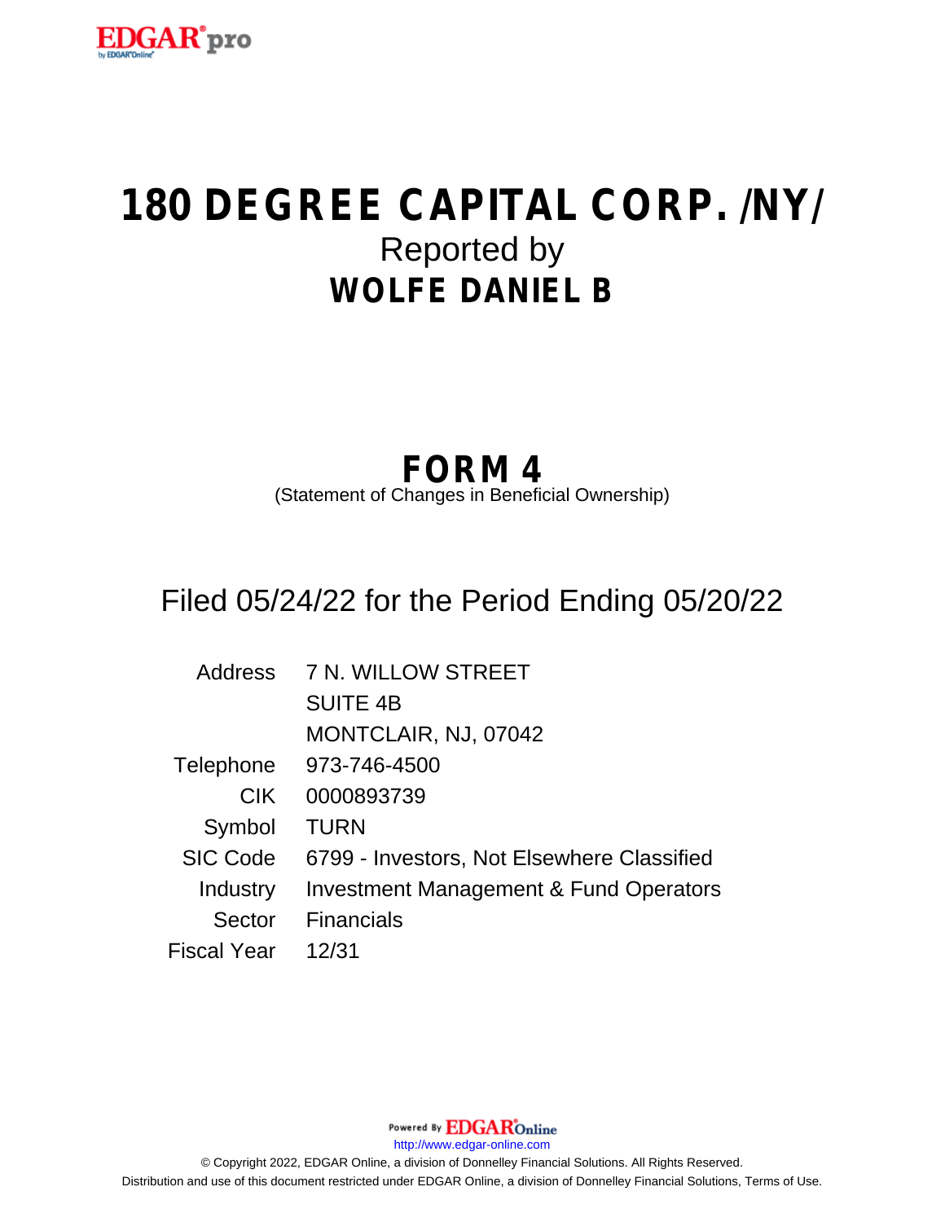# 180 DEGREE CAPITAL CORP. /NY/

Reported by

## WOLFE DANIEL B

## FORM 4

(Statement of Changes in Beneficial Ownership)

Filed 05/24/22 for the Period Ending 05/20/22

| | |
|---|---|
| Address | 7 N. WILLOW STREET |
| | SUITE 4B |
| | MONTCLAIR, NJ, 07042 |
| Telephone | 973-746-4500 |
| CIK | 0000893739 |
| Symbol | TURN |
| SIC Code | 6799 - Investors, Not Elsewhere Classified |
| Industry | Investment Management & Fund Operators |
| Sector | Financials |
| Fiscal Year | 12/31 |

Powered By EDGAR Online

http://www.edgar-online.com

© Copyright 2022, EDGAR Online, a division of Donnelley Financial Solutions. All Rights Reserved.

Distribution and use of this document restricted under EDGAR Online, a division of Donnelley Financial Solutions, Terms of Use.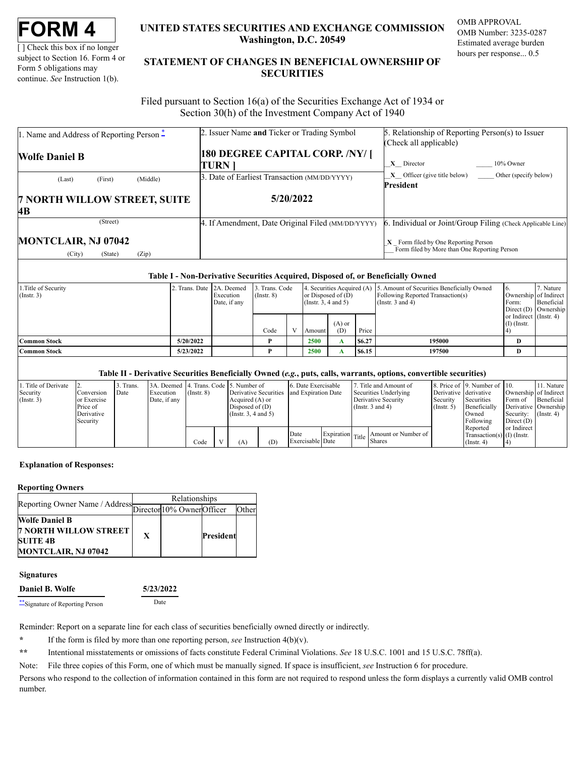# FORM 4

[ ] Check this box if no longer subject to Section 16. Form 4 or Form 5 obligations may continue. *See* Instruction 1(b).

**UNITED STATES SECURITIES AND EXCHANGE COMMISSION**
**Washington, D.C. 20549**

**STATEMENT OF CHANGES IN BENEFICIAL OWNERSHIP OF SECURITIES**

OMB APPROVAL
OMB Number: 3235-0287
Estimated average burden hours per response... 0.5

Filed pursuant to Section 16(a) of the Securities Exchange Act of 1934 or Section 30(h) of the Investment Company Act of 1940

1. Name and Address of Reporting Person [*]

**Wolfe Daniel B**

(Last) (First) (Middle)

**7 NORTH WILLOW STREET, SUITE 4B**

(Street)

**MONTCLAIR, NJ 07042**

(City) (State) (Zip)

2. Issuer Name **and** Ticker or Trading Symbol

**180 DEGREE CAPITAL CORP. /NY/ [ TURN ]**

3. Date of Earliest Transaction (MM/DD/YYYY)

**5/20/2022**

4. If Amendment, Date Original Filed (MM/DD/YYYY)

5. Relationship of Reporting Person(s) to Issuer (Check all applicable)

_X_ Director _____ 10% Owner
_X_ Officer (give title below) _____ Other (specify below)
**President**

6. Individual or Joint/Group Filing (Check Applicable Line)

_X_ Form filed by One Reporting Person
___ Form filed by More than One Reporting Person

## Table I - Non-Derivative Securities Acquired, Disposed of, or Beneficially Owned

| 1.Title of Security (Instr. 3) | 2. Trans. Date | 2A. Deemed Execution Date, if any | 3. Trans. Code (Instr. 8) | | 4. Securities Acquired (A) or Disposed of (D) (Instr. 3, 4 and 5) | | | 5. Amount of Securities Beneficially Owned Following Reported Transaction(s) (Instr. 3 and 4) | 6. Ownership Form: Direct (D) or Indirect (I) (Instr. 4) | 7. Nature of Indirect Beneficial Ownership (Instr. 4) |
|---|---|---|---|---|---|---|---|---|---|---|
| | | | Code | V | Amount | (A) or (D) | Price | | | |
| **Common Stock** | **5/20/2022** | | **P** | | **2500** | **A** | **$6.27** | **195000** | **D** | |
| **Common Stock** | **5/23/2022** | | **P** | | **2500** | **A** | **$6.15** | **197500** | **D** | |

## Table II - Derivative Securities Beneficially Owned (*e.g.*, puts, calls, warrants, options, convertible securities)

| 1. Title of Derivate Security (Instr. 3) | 2. Conversion or Exercise Price of Derivative Security | 3. Trans. Date | 3A. Deemed Execution Date, if any | 4. Trans. Code (Instr. 8) | | 5. Number of Derivative Securities Acquired (A) or Disposed of (D) (Instr. 3, 4 and 5) | | 6. Date Exercisable and Expiration Date | | 7. Title and Amount of Securities Underlying Derivative Security (Instr. 3 and 4) | | 8. Price of Derivative Security (Instr. 5) | 9. Number of derivative Securities Beneficially Owned Following Reported Transaction(s) (Instr. 4) | 10. Ownership Form of Derivative Security: Direct (D) or Indirect (I) (Instr. 4) | 11. Nature of Indirect Beneficial Ownership (Instr. 4) |
|---|---|---|---|---|---|---|---|---|---|---|---|---|---|---|---|
| | | | | Code | V | (A) | (D) | Date Exercisable | Expiration Date | Title | Amount or Number of Shares | | | | |

**Explanation of Responses:**

**Reporting Owners**

| Reporting Owner Name / Address | Relationships | | | |
|---|---|---|---|---|
| | Director | 10% Owner | Officer | Other |
| **Wolfe Daniel B**<br>**7 NORTH WILLOW STREET SUITE 4B**<br>**MONTCLAIR, NJ 07042** | **X** | | **President** | |

**Signatures**

| **Daniel B. Wolfe** | **5/23/2022** |
|---|---|
| [**]Signature of Reporting Person | Date |

Reminder: Report on a separate line for each class of securities beneficially owned directly or indirectly.

\* If the form is filed by more than one reporting person, *see* Instruction 4(b)(v).

\*\* Intentional misstatements or omissions of facts constitute Federal Criminal Violations. *See* 18 U.S.C. 1001 and 15 U.S.C. 78ff(a).

Note: File three copies of this Form, one of which must be manually signed. If space is insufficient, *see* Instruction 6 for procedure.

Persons who respond to the collection of information contained in this form are not required to respond unless the form displays a currently valid OMB control number.